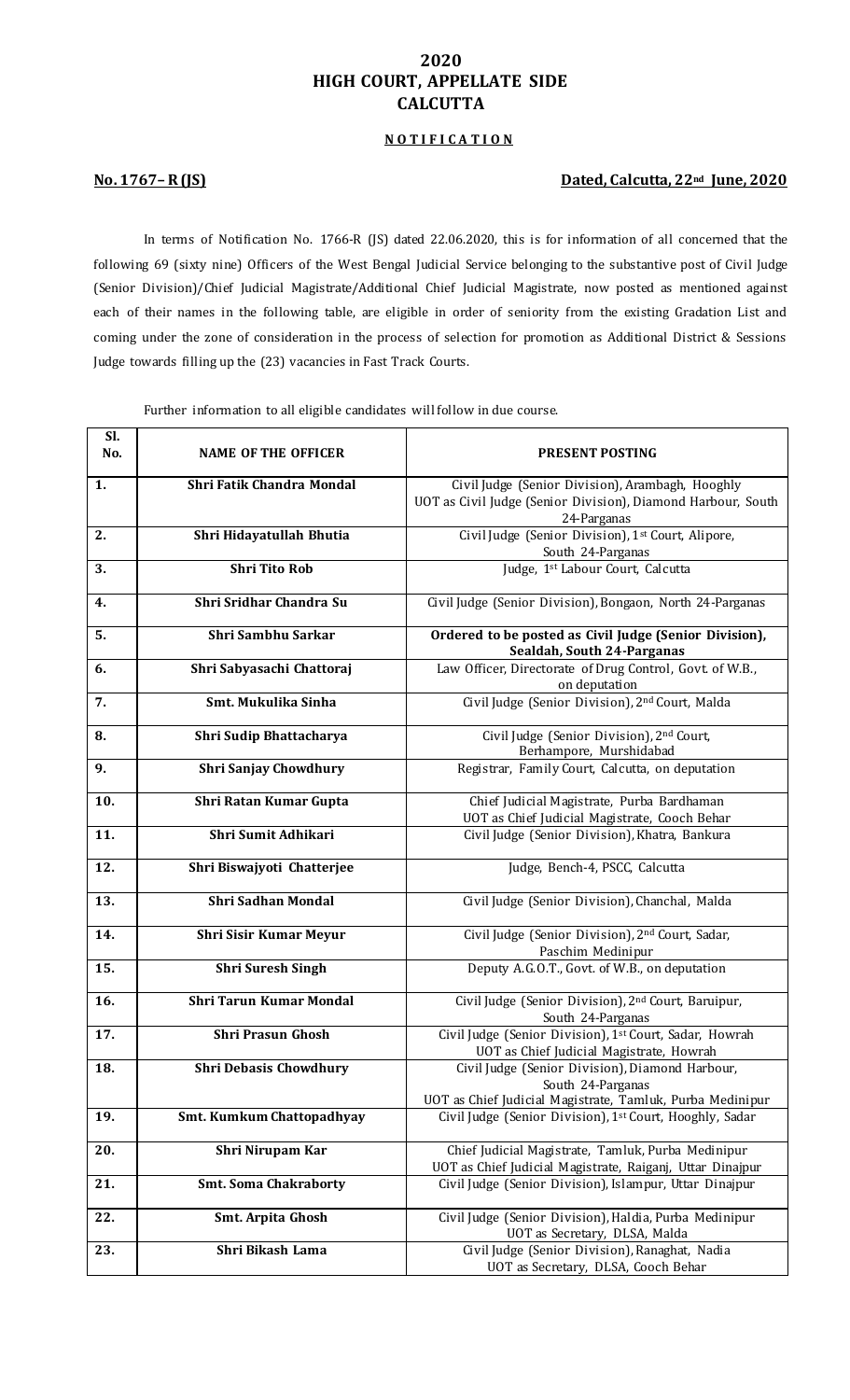# 2020
# HIGH COURT, APPELLATE SIDE
# CALCUTTA

**N O T I F I C A T I O N**

**No. 1767– R (JS)** **Dated, Calcutta, 22nd June, 2020**

In terms of Notification No. 1766-R (JS) dated 22.06.2020, this is for information of all concerned that the following 69 (sixty nine) Officers of the West Bengal Judicial Service belonging to the substantive post of Civil Judge (Senior Division)/Chief Judicial Magistrate/Additional Chief Judicial Magistrate, now posted as mentioned against each of their names in the following table, are eligible in order of seniority from the existing Gradation List and coming under the zone of consideration in the process of selection for promotion as Additional District & Sessions Judge towards filling up the (23) vacancies in Fast Track Courts.

Further information to all eligible candidates will follow in due course.

| Sl. No. | NAME OF THE OFFICER | PRESENT POSTING |
|---|---|---|
| **1.** | **Shri Fatik Chandra Mondal** | Civil Judge (Senior Division), Arambagh, Hooghly<br>UOT as Civil Judge (Senior Division), Diamond Harbour, South 24-Parganas |
| **2.** | **Shri Hidayatullah Bhutia** | Civil Judge (Senior Division), 1st Court, Alipore, South 24-Parganas |
| **3.** | **Shri Tito Rob** | Judge, 1st Labour Court, Calcutta |
| **4.** | **Shri Sridhar Chandra Su** | Civil Judge (Senior Division), Bongaon, North 24-Parganas |
| **5.** | **Shri Sambhu Sarkar** | **Ordered to be posted as Civil Judge (Senior Division), Sealdah, South 24-Parganas** |
| **6.** | **Shri Sabyasachi Chattoraj** | Law Officer, Directorate of Drug Control, Govt. of W.B., on deputation |
| **7.** | **Smt. Mukulika Sinha** | Civil Judge (Senior Division), 2nd Court, Malda |
| **8.** | **Shri Sudip Bhattacharya** | Civil Judge (Senior Division), 2nd Court, Berhampore, Murshidabad |
| **9.** | **Shri Sanjay Chowdhury** | Registrar, Family Court, Calcutta, on deputation |
| **10.** | **Shri Ratan Kumar Gupta** | Chief Judicial Magistrate, Purba Bardhaman<br>UOT as Chief Judicial Magistrate, Cooch Behar |
| **11.** | **Shri Sumit Adhikari** | Civil Judge (Senior Division), Khatra, Bankura |
| **12.** | **Shri Biswajyoti Chatterjee** | Judge, Bench-4, PSCC, Calcutta |
| **13.** | **Shri Sadhan Mondal** | Civil Judge (Senior Division), Chanchal, Malda |
| **14.** | **Shri Sisir Kumar Meyur** | Civil Judge (Senior Division), 2nd Court, Sadar, Paschim Medinipur |
| **15.** | **Shri Suresh Singh** | Deputy A.G.O.T., Govt. of W.B., on deputation |
| **16.** | **Shri Tarun Kumar Mondal** | Civil Judge (Senior Division), 2nd Court, Baruipur, South 24-Parganas |
| **17.** | **Shri Prasun Ghosh** | Civil Judge (Senior Division), 1st Court, Sadar, Howrah<br>UOT as Chief Judicial Magistrate, Howrah |
| **18.** | **Shri Debasis Chowdhury** | Civil Judge (Senior Division), Diamond Harbour, South 24-Parganas<br>UOT as Chief Judicial Magistrate, Tamluk, Purba Medinipur |
| **19.** | **Smt. Kumkum Chattopadhyay** | Civil Judge (Senior Division), 1st Court, Hooghly, Sadar |
| **20.** | **Shri Nirupam Kar** | Chief Judicial Magistrate, Tamluk, Purba Medinipur<br>UOT as Chief Judicial Magistrate, Raiganj, Uttar Dinajpur |
| **21.** | **Smt. Soma Chakraborty** | Civil Judge (Senior Division), Islampur, Uttar Dinajpur |
| **22.** | **Smt. Arpita Ghosh** | Civil Judge (Senior Division), Haldia, Purba Medinipur<br>UOT as Secretary, DLSA, Malda |
| **23.** | **Shri Bikash Lama** | Civil Judge (Senior Division), Ranaghat, Nadia<br>UOT as Secretary, DLSA, Cooch Behar |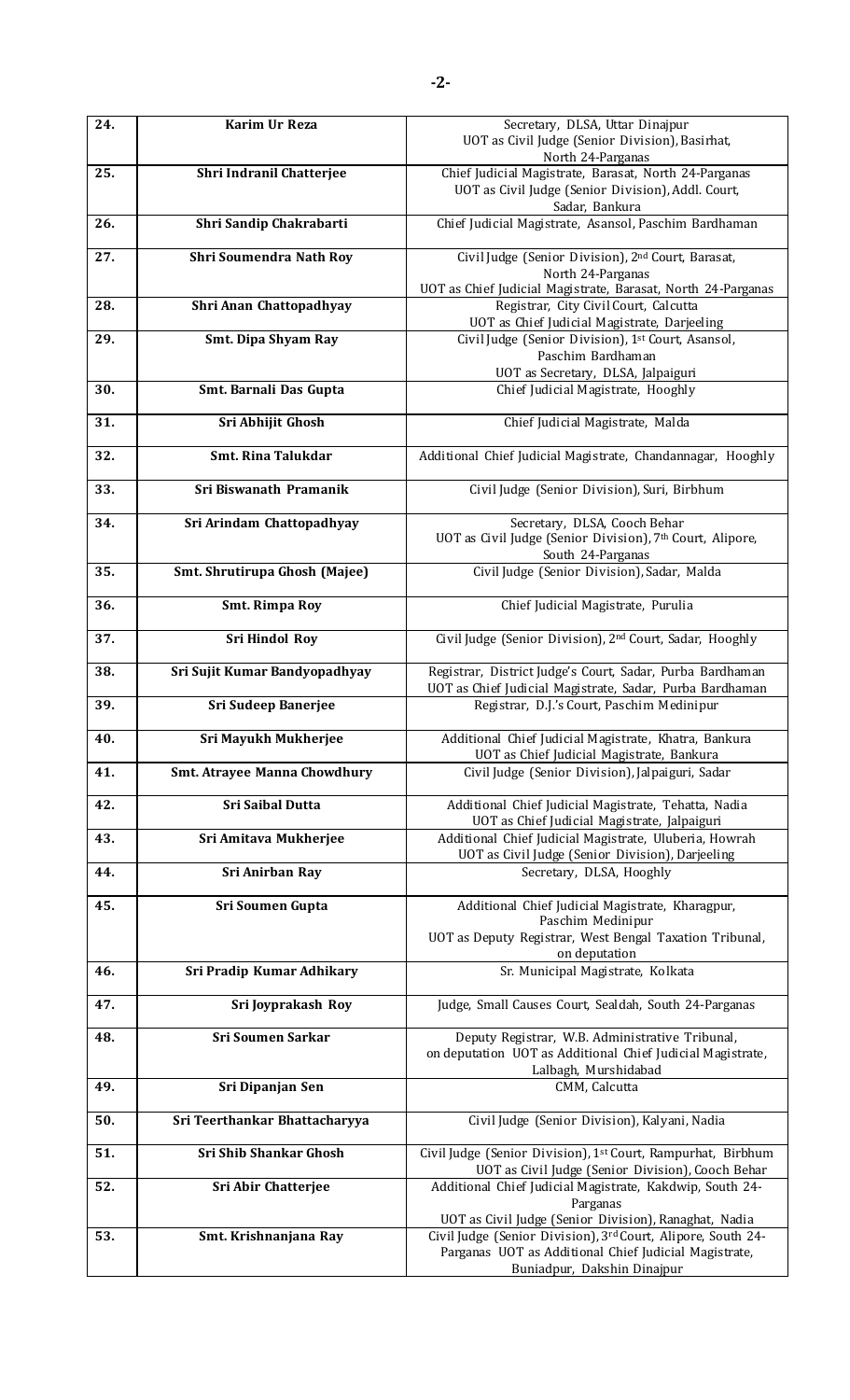| | | |
|---|---|---|
| 24. | **Karim Ur Reza** | Secretary, DLSA, Uttar Dinajpur<br>UOT as Civil Judge (Senior Division), Basirhat, North 24-Parganas |
| 25. | **Shri Indranil Chatterjee** | Chief Judicial Magistrate, Barasat, North 24-Parganas<br>UOT as Civil Judge (Senior Division), Addl. Court, Sadar, Bankura |
| 26. | **Shri Sandip Chakrabarti** | Chief Judicial Magistrate, Asansol, Paschim Bardhaman |
| 27. | **Shri Soumendra Nath Roy** | Civil Judge (Senior Division), 2nd Court, Barasat, North 24-Parganas<br>UOT as Chief Judicial Magistrate, Barasat, North 24-Parganas |
| 28. | **Shri Anan Chattopadhyay** | Registrar, City Civil Court, Calcutta<br>UOT as Chief Judicial Magistrate, Darjeeling |
| 29. | **Smt. Dipa Shyam Ray** | Civil Judge (Senior Division), 1st Court, Asansol, Paschim Bardhaman<br>UOT as Secretary, DLSA, Jalpaiguri |
| 30. | **Smt. Barnali Das Gupta** | Chief Judicial Magistrate, Hooghly |
| 31. | **Sri Abhijit Ghosh** | Chief Judicial Magistrate, Malda |
| 32. | **Smt. Rina Talukdar** | Additional Chief Judicial Magistrate, Chandannagar, Hooghly |
| 33. | **Sri Biswanath Pramanik** | Civil Judge (Senior Division), Suri, Birbhum |
| 34. | **Sri Arindam Chattopadhyay** | Secretary, DLSA, Cooch Behar<br>UOT as Civil Judge (Senior Division), 7th Court, Alipore, South 24-Parganas |
| 35. | **Smt. Shrutirupa Ghosh (Majee)** | Civil Judge (Senior Division), Sadar, Malda |
| 36. | **Smt. Rimpa Roy** | Chief Judicial Magistrate, Purulia |
| 37. | **Sri Hindol Roy** | Civil Judge (Senior Division), 2nd Court, Sadar, Hooghly |
| 38. | **Sri Sujit Kumar Bandyopadhyay** | Registrar, District Judge's Court, Sadar, Purba Bardhaman<br>UOT as Chief Judicial Magistrate, Sadar, Purba Bardhaman |
| 39. | **Sri Sudeep Banerjee** | Registrar, D.J.'s Court, Paschim Medinipur |
| 40. | **Sri Mayukh Mukherjee** | Additional Chief Judicial Magistrate, Khatra, Bankura<br>UOT as Chief Judicial Magistrate, Bankura |
| 41. | **Smt. Atrayee Manna Chowdhury** | Civil Judge (Senior Division), Jalpaiguri, Sadar |
| 42. | **Sri Saibal Dutta** | Additional Chief Judicial Magistrate, Tehatta, Nadia<br>UOT as Chief Judicial Magistrate, Jalpaiguri |
| 43. | **Sri Amitava Mukherjee** | Additional Chief Judicial Magistrate, Uluberia, Howrah<br>UOT as Civil Judge (Senior Division), Darjeeling |
| 44. | **Sri Anirban Ray** | Secretary, DLSA, Hooghly |
| 45. | **Sri Soumen Gupta** | Additional Chief Judicial Magistrate, Kharagpur, Paschim Medinipur<br>UOT as Deputy Registrar, West Bengal Taxation Tribunal, on deputation |
| 46. | **Sri Pradip Kumar Adhikary** | Sr. Municipal Magistrate, Kolkata |
| 47. | **Sri Joyprakash Roy** | Judge, Small Causes Court, Sealdah, South 24-Parganas |
| 48. | **Sri Soumen Sarkar** | Deputy Registrar, W.B. Administrative Tribunal, on deputation UOT as Additional Chief Judicial Magistrate, Lalbagh, Murshidabad |
| 49. | **Sri Dipanjan Sen** | CMM, Calcutta |
| 50. | **Sri Teerthankar Bhattacharyya** | Civil Judge (Senior Division), Kalyani, Nadia |
| 51. | **Sri Shib Shankar Ghosh** | Civil Judge (Senior Division), 1st Court, Rampurhat, Birbhum<br>UOT as Civil Judge (Senior Division), Cooch Behar |
| 52. | **Sri Abir Chatterjee** | Additional Chief Judicial Magistrate, Kakdwip, South 24-Parganas<br>UOT as Civil Judge (Senior Division), Ranaghat, Nadia |
| 53. | **Smt. Krishnanjana Ray** | Civil Judge (Senior Division), 3rd Court, Alipore, South 24-Parganas UOT as Additional Chief Judicial Magistrate, Buniadpur, Dakshin Dinajpur |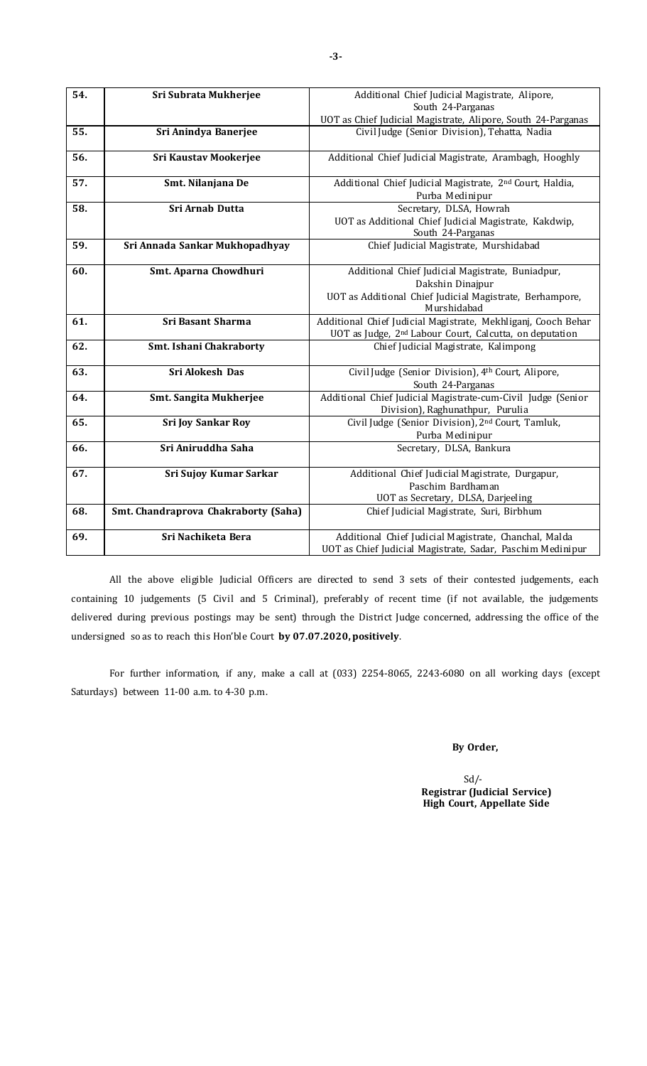| 54. | Sri Subrata Mukherjee | Additional Chief Judicial Magistrate, Alipore, South 24-Parganas UOT as Chief Judicial Magistrate, Alipore, South 24-Parganas |
|---|---|---|
| 55. | Sri Anindya Banerjee | Civil Judge (Senior Division), Tehatta, Nadia |
| 56. | Sri Kaustav Mookerjee | Additional Chief Judicial Magistrate, Arambagh, Hooghly |
| 57. | Smt. Nilanjana De | Additional Chief Judicial Magistrate, 2nd Court, Haldia, Purba Medinipur |
| 58. | Sri Arnab Dutta | Secretary, DLSA, Howrah UOT as Additional Chief Judicial Magistrate, Kakdwip, South 24-Parganas |
| 59. | Sri Annada Sankar Mukhopadhyay | Chief Judicial Magistrate, Murshidabad |
| 60. | Smt. Aparna Chowdhuri | Additional Chief Judicial Magistrate, Buniadpur, Dakshin Dinajpur UOT as Additional Chief Judicial Magistrate, Berhampore, Murshidabad |
| 61. | Sri Basant Sharma | Additional Chief Judicial Magistrate, Mekhliganj, Cooch Behar UOT as Judge, 2nd Labour Court, Calcutta, on deputation |
| 62. | Smt. Ishani Chakraborty | Chief Judicial Magistrate, Kalimpong |
| 63. | Sri Alokesh Das | Civil Judge (Senior Division), 4th Court, Alipore, South 24-Parganas |
| 64. | Smt. Sangita Mukherjee | Additional Chief Judicial Magistrate-cum-Civil Judge (Senior Division), Raghunathpur, Purulia |
| 65. | Sri Joy Sankar Roy | Civil Judge (Senior Division), 2nd Court, Tamluk, Purba Medinipur |
| 66. | Sri Aniruddha Saha | Secretary, DLSA, Bankura |
| 67. | Sri Sujoy Kumar Sarkar | Additional Chief Judicial Magistrate, Durgapur, Paschim Bardhaman UOT as Secretary, DLSA, Darjeeling |
| 68. | Smt. Chandraprova Chakraborty (Saha) | Chief Judicial Magistrate, Suri, Birbhum |
| 69. | Sri Nachiketa Bera | Additional Chief Judicial Magistrate, Chanchal, Malda UOT as Chief Judicial Magistrate, Sadar, Paschim Medinipur |

All the above eligible Judicial Officers are directed to send 3 sets of their contested judgements, each containing 10 judgements (5 Civil and 5 Criminal), preferably of recent time (if not available, the judgements delivered during previous postings may be sent) through the District Judge concerned, addressing the office of the undersigned so as to reach this Hon'ble Court **by 07.07.2020, positively**.

For further information, if any, make a call at (033) 2254-8065, 2243-6080 on all working days (except Saturdays) between 11-00 a.m. to 4-30 p.m.

**By Order,**

Sd/-
**Registrar (Judicial Service)**
**High Court, Appellate Side**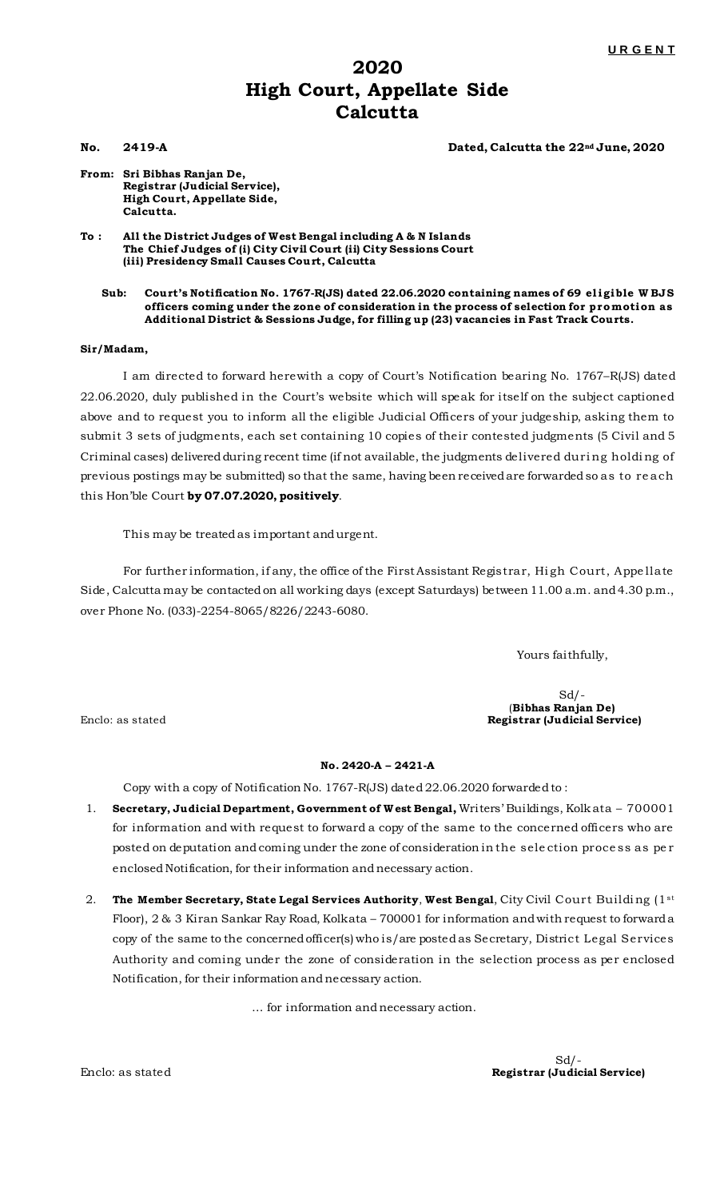**U R G E N T**

# 2020
# High Court, Appellate Side
# Calcutta

**No. 2419-A** **Dated, Calcutta the 22nd June, 2020**

**From: Sri Bibhas Ranjan De,**
**Registrar (Judicial Service),**
**High Court, Appellate Side,**
**Calcutta.**

**To : All the District Judges of West Bengal including A & N Islands**
**The Chief Judges of (i) City Civil Court (ii) City Sessions Court**
**(iii) Presidency Small Causes Court, Calcutta**

**Sub: Court's Notification No. 1767-R(JS) dated 22.06.2020 containing names of 69 eligible WBJS officers coming under the zone of consideration in the process of selection for promotion as Additional District & Sessions Judge, for filling up (23) vacancies in Fast Track Courts.**

**Sir/Madam,**

I am directed to forward herewith a copy of Court's Notification bearing No. 1767–R(JS) dated 22.06.2020, duly published in the Court's website which will speak for itself on the subject captioned above and to request you to inform all the eligible Judicial Officers of your judgeship, asking them to submit 3 sets of judgments, each set containing 10 copies of their contested judgments (5 Civil and 5 Criminal cases) delivered during recent time (if not available, the judgments delivered during holding of previous postings may be submitted) so that the same, having been received are forwarded so as to reach this Hon'ble Court **by 07.07.2020, positively**.

This may be treated as important and urgent.

For further information, if any, the office of the First Assistant Registrar, High Court, Appellate Side, Calcutta may be contacted on all working days (except Saturdays) between 11.00 a.m. and 4.30 p.m., over Phone No. (033)-2254-8065/8226/2243-6080.

Yours faithfully,

Sd/-
(**Bibhas Ranjan De**)
**Registrar (Judicial Service)**

Enclo: as stated

**No. 2420-A – 2421-A**

Copy with a copy of Notification No. 1767-R(JS) dated 22.06.2020 forwarded to :

1. **Secretary, Judicial Department, Government of West Bengal,** Writers' Buildings, Kolkata – 700001 for information and with request to forward a copy of the same to the concerned officers who are posted on deputation and coming under the zone of consideration in the selection process as per enclosed Notification, for their information and necessary action.

2. **The Member Secretary, State Legal Services Authority**, **West Bengal**, City Civil Court Building (1st Floor), 2 & 3 Kiran Sankar Ray Road, Kolkata – 700001 for information and with request to forward a copy of the same to the concerned officer(s) who is/are posted as Secretary, District Legal Services Authority and coming under the zone of consideration in the selection process as per enclosed Notification, for their information and necessary action.

... for information and necessary action.

Sd/-
**Registrar (Judicial Service)**

Enclo: as stated